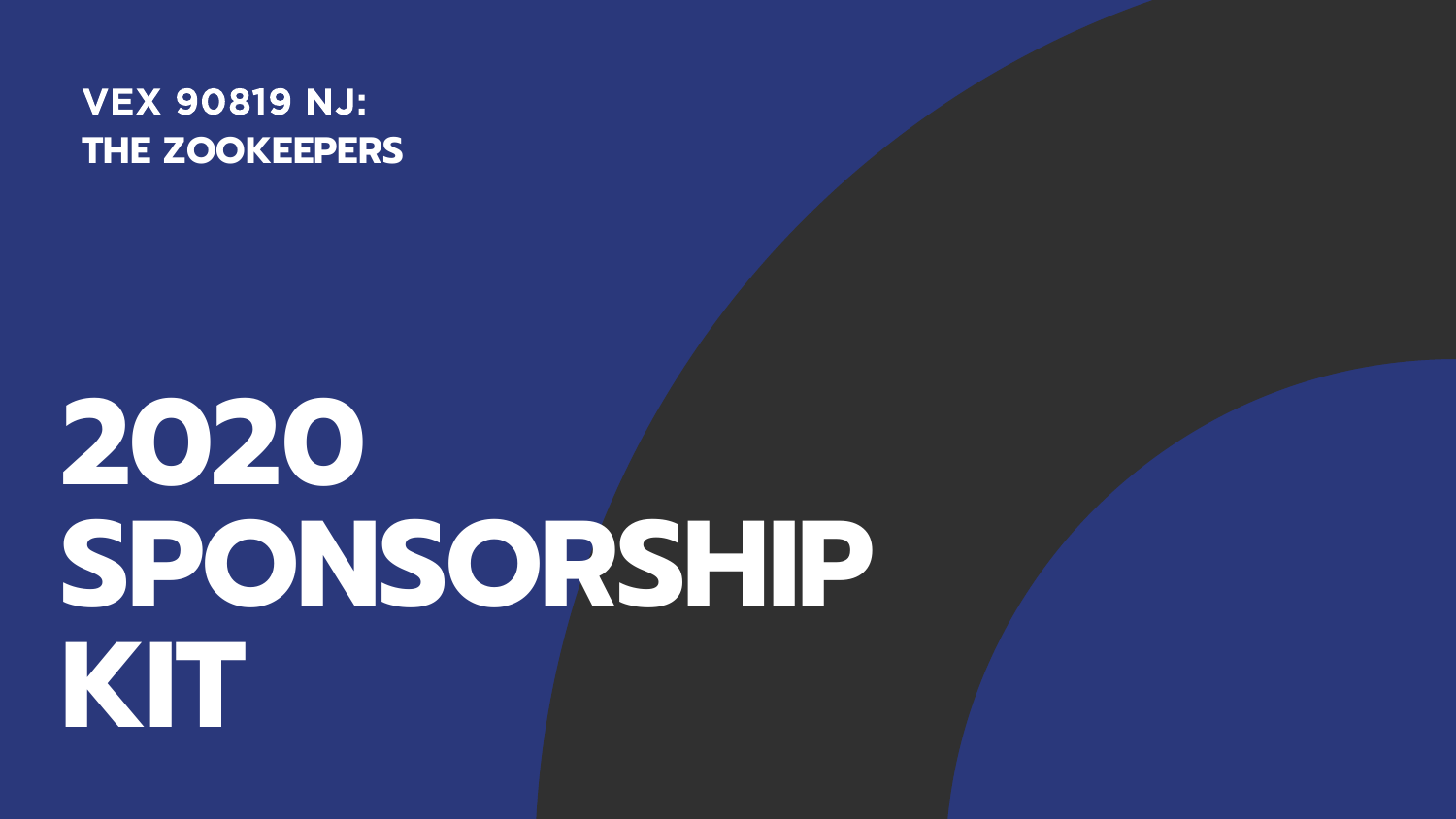**VEX 90819 NJ:**
**THE ZOOKEEPERS**

# 2020 SPONSORSHIP KIT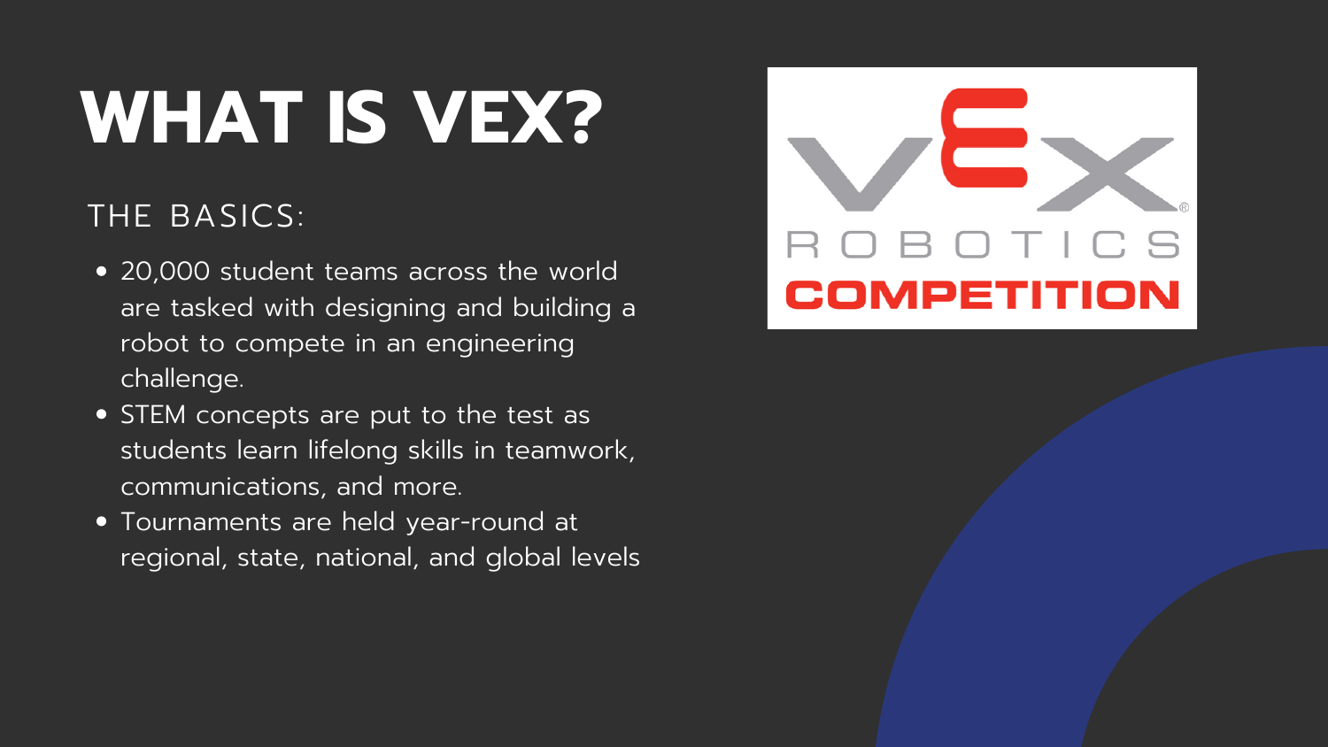# WHAT IS VEX?

THE BASICS:

- 20,000 student teams across the world are tasked with designing and building a robot to compete in an engineering challenge.
- STEM concepts are put to the test as students learn lifelong skills in teamwork, communications, and more.
- Tournaments are held year-round at regional, state, national, and global levels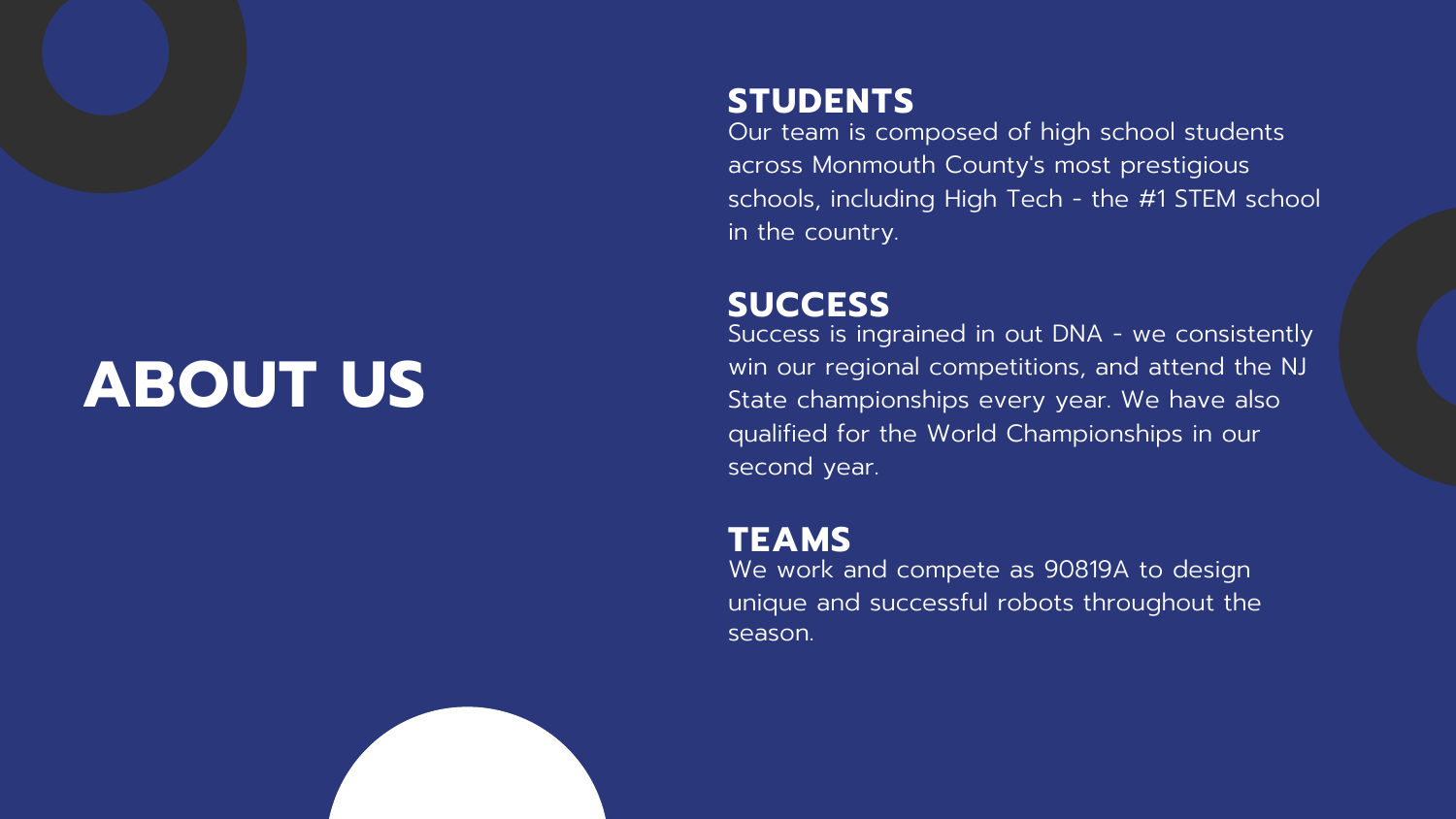# ABOUT US

## STUDENTS

Our team is composed of high school students across Monmouth County's most prestigious schools, including High Tech - the #1 STEM school in the country.

## SUCCESS

Success is ingrained in out DNA - we consistently win our regional competitions, and attend the NJ State championships every year. We have also qualified for the World Championships in our second year.

## TEAMS

We work and compete as 90819A to design unique and successful robots throughout the season.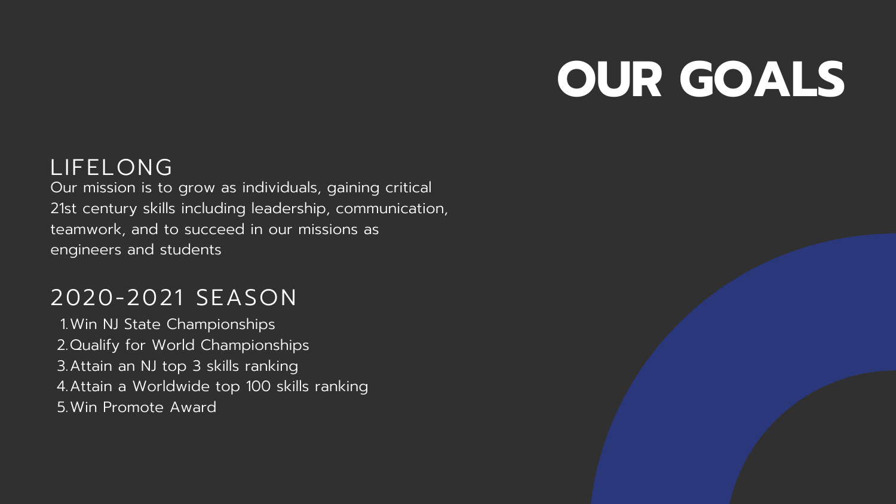# OUR GOALS

## LIFELONG

Our mission is to grow as individuals, gaining critical 21st century skills including leadership, communication, teamwork, and to succeed in our missions as engineers and students

## 2020-2021 SEASON

1. Win NJ State Championships
2. Qualify for World Championships
3. Attain an NJ top 3 skills ranking
4. Attain a Worldwide top 100 skills ranking
5. Win Promote Award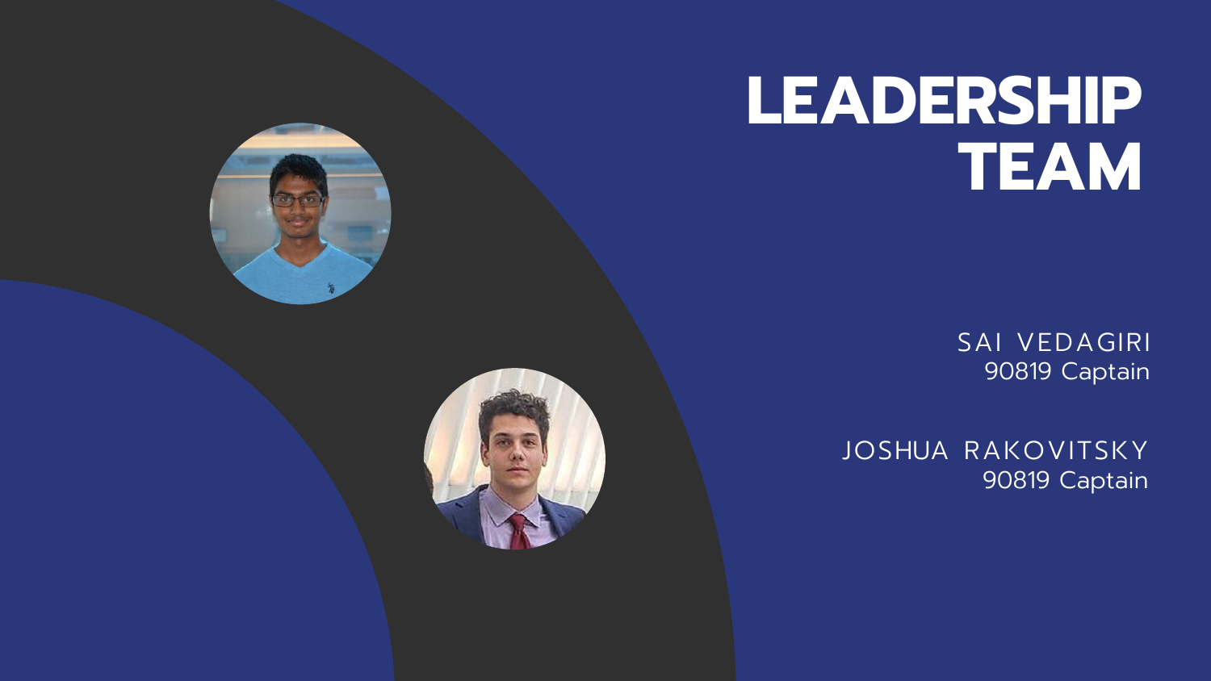# LEADERSHIP TEAM

SAI VEDAGIRI
90819 Captain

JOSHUA RAKOVITSKY
90819 Captain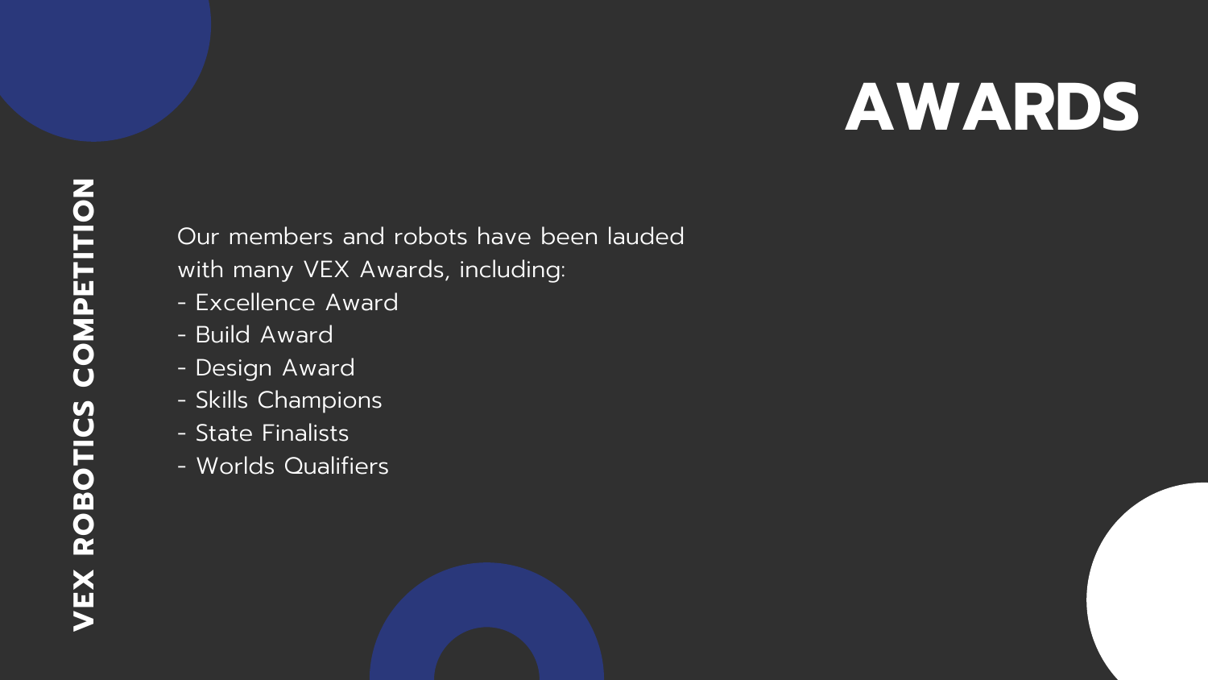VEX ROBOTICS COMPETITION

# AWARDS

Our members and robots have been lauded with many VEX Awards, including:

- Excellence Award
- Build Award
- Design Award
- Skills Champions
- State Finalists
- Worlds Qualifiers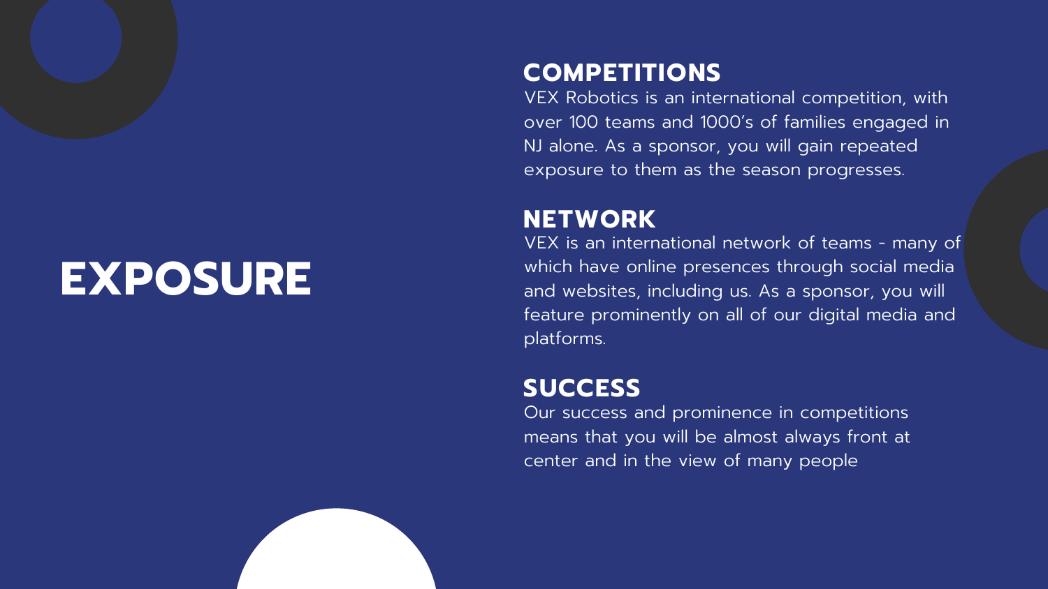# EXPOSURE

## COMPETITIONS

VEX Robotics is an international competition, with over 100 teams and 1000's of families engaged in NJ alone. As a sponsor, you will gain repeated exposure to them as the season progresses.

## NETWORK

VEX is an international network of teams - many of which have online presences through social media and websites, including us. As a sponsor, you will feature prominently on all of our digital media and platforms.

## SUCCESS

Our success and prominence in competitions means that you will be almost always front at center and in the view of many people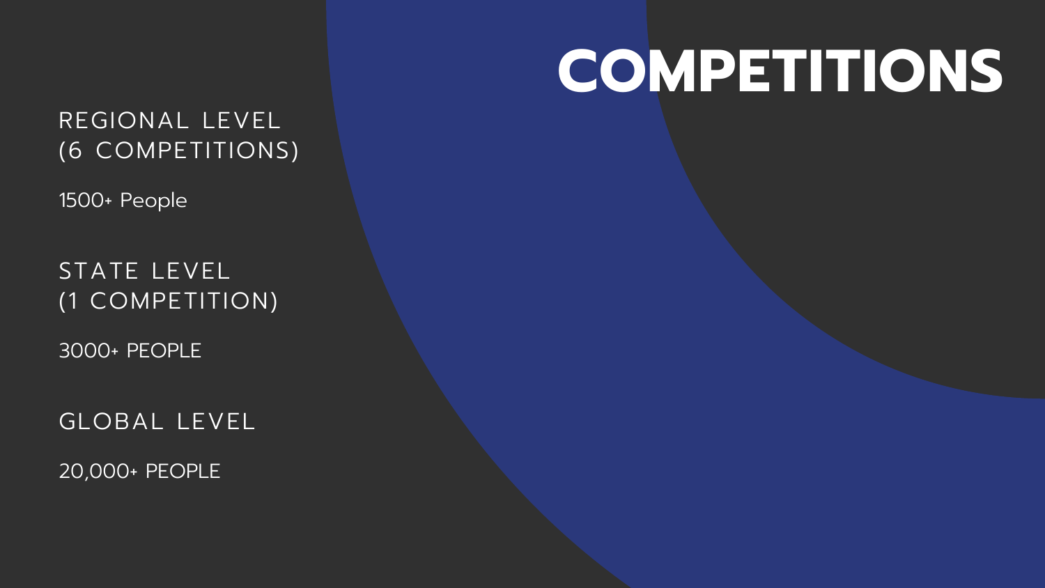# COMPETITIONS

## REGIONAL LEVEL (6 COMPETITIONS)

1500+ People

## STATE LEVEL (1 COMPETITION)

3000+ PEOPLE

## GLOBAL LEVEL

20,000+ PEOPLE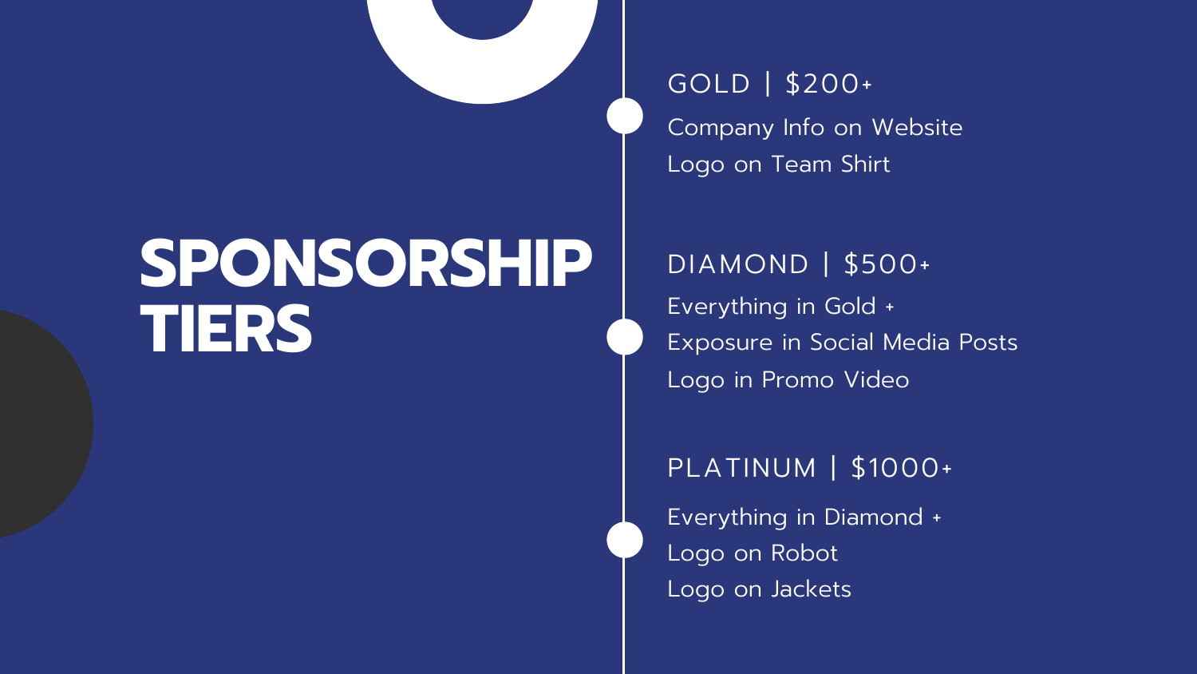# SPONSORSHIP TIERS

## GOLD | $200+

Company Info on Website
Logo on Team Shirt

## DIAMOND | $500+

Everything in Gold +
Exposure in Social Media Posts
Logo in Promo Video

## PLATINUM | $1000+

Everything in Diamond +
Logo on Robot
Logo on Jackets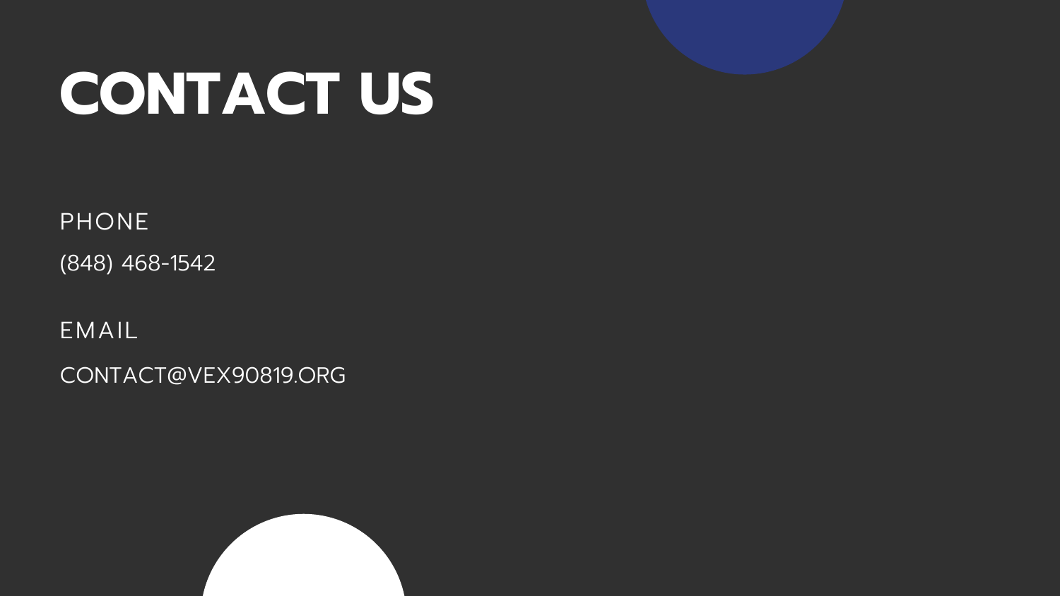# CONTACT US

PHONE

(848) 468-1542

EMAIL

CONTACT@VEX90819.ORG